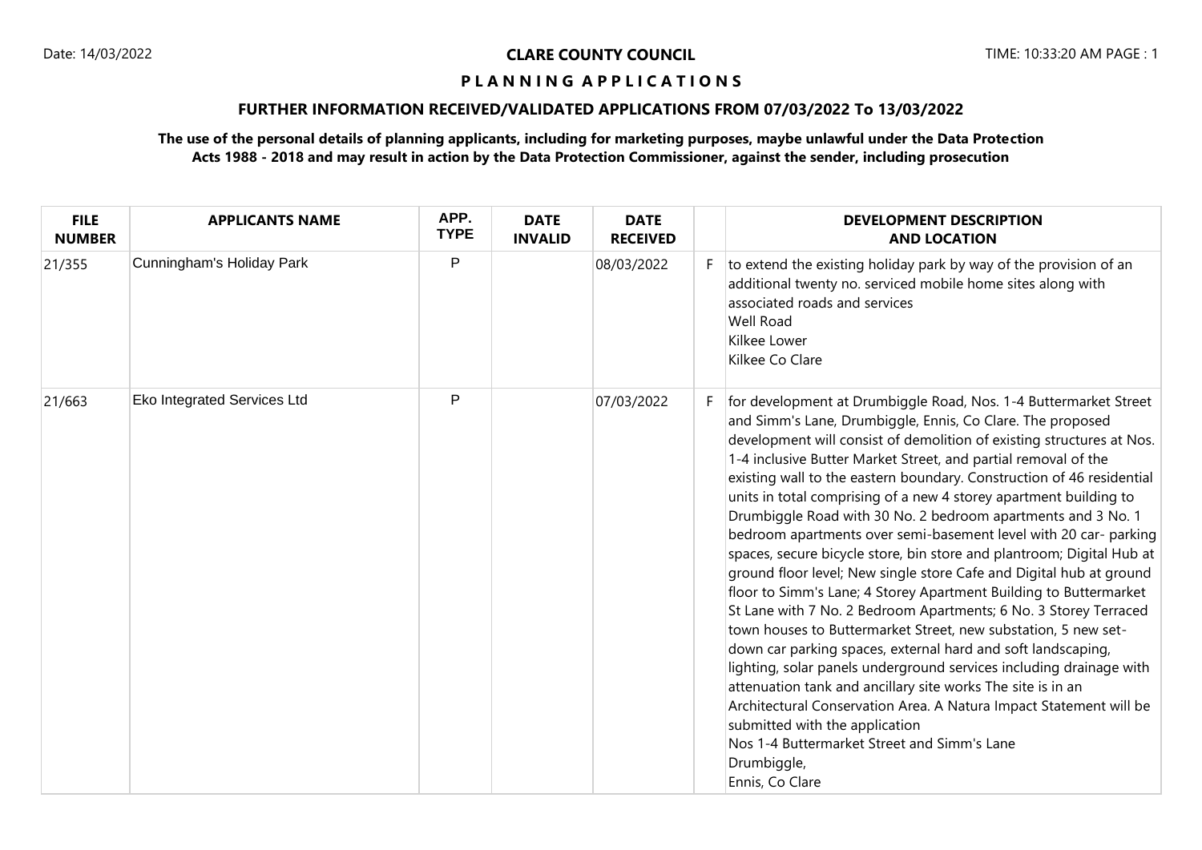# CLARE COUNTY COUNCIL

## P L A N N I N G A P P L I C A T I O N S

### FURTHER INFORMATION RECEIVED/VALIDATED APPLICATIONS FROM 07/03/2022 To 13/03/2022

**The use of the personal details of planning applicants, including for marketing purposes, maybe unlawful under the Data Protection Acts 1988 - 2018 and may result in action by the Data Protection Commissioner, against the sender, including prosecution**

| FILE NUMBER | APPLICANTS NAME | APP. TYPE | DATE INVALID | DATE RECEIVED | | DEVELOPMENT DESCRIPTION AND LOCATION |
|---|---|---|---|---|---|---|
| 21/355 | Cunningham's Holiday Park | P | | 08/03/2022 | F | to extend the existing holiday park by way of the provision of an additional twenty no. serviced mobile home sites along with associated roads and services<br>Well Road<br>Kilkee Lower<br>Kilkee Co Clare |
| 21/663 | Eko Integrated Services Ltd | P | | 07/03/2022 | F | for development at Drumbiggle Road, Nos. 1-4 Buttermarket Street and Simm's Lane, Drumbiggle, Ennis, Co Clare. The proposed development will consist of demolition of existing structures at Nos. 1-4 inclusive Butter Market Street, and partial removal of the existing wall to the eastern boundary. Construction of 46 residential units in total comprising of a new 4 storey apartment building to Drumbiggle Road with 30 No. 2 bedroom apartments and 3 No. 1 bedroom apartments over semi-basement level with 20 car- parking spaces, secure bicycle store, bin store and plantroom; Digital Hub at ground floor level; New single store Cafe and Digital hub at ground floor to Simm's Lane; 4 Storey Apartment Building to Buttermarket St Lane with 7 No. 2 Bedroom Apartments; 6 No. 3 Storey Terraced town houses to Buttermarket Street, new substation, 5 new set-down car parking spaces, external hard and soft landscaping, lighting, solar panels underground services including drainage with attenuation tank and ancillary site works The site is in an Architectural Conservation Area. A Natura Impact Statement will be submitted with the application<br>Nos 1-4 Buttermarket Street and Simm's Lane<br>Drumbiggle,<br>Ennis, Co Clare |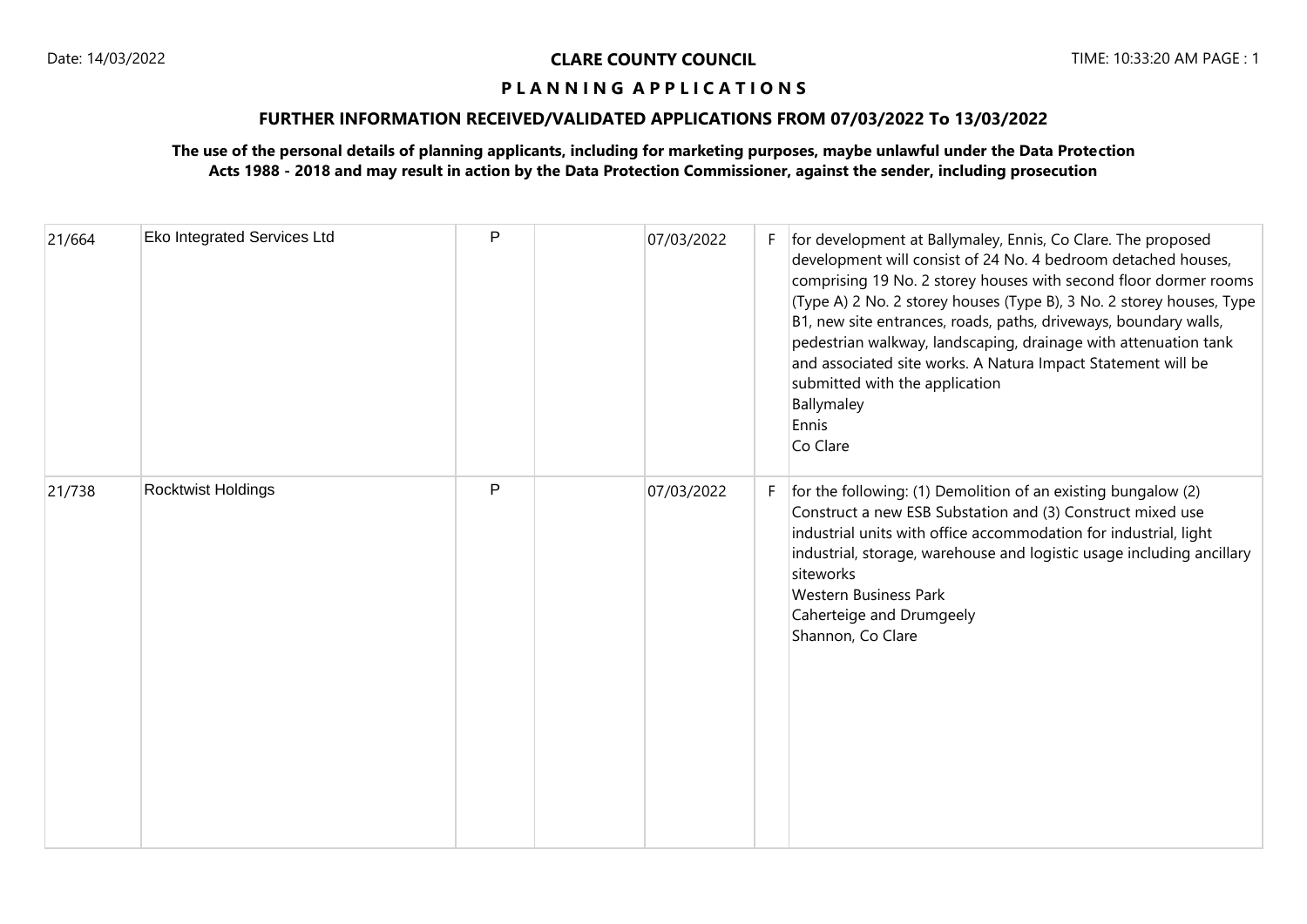**CLARE COUNTY COUNCIL**

**P L A N N I N G A P P L I C A T I O N S**

**FURTHER INFORMATION RECEIVED/VALIDATED APPLICATIONS FROM 07/03/2022 To 13/03/2022**

**The use of the personal details of planning applicants, including for marketing purposes, maybe unlawful under the Data Protection Acts 1988 - 2018 and may result in action by the Data Protection Commissioner, against the sender, including prosecution**

| | | | | | | |
|---|---|---|---|---|---|---|
| 21/664 | Eko Integrated Services Ltd | P | | 07/03/2022 | F | for development at Ballymaley, Ennis, Co Clare. The proposed development will consist of 24 No. 4 bedroom detached houses, comprising 19 No. 2 storey houses with second floor dormer rooms (Type A) 2 No. 2 storey houses (Type B), 3 No. 2 storey houses, Type B1, new site entrances, roads, paths, driveways, boundary walls, pedestrian walkway, landscaping, drainage with attenuation tank and associated site works. A Natura Impact Statement will be submitted with the application<br>Ballymaley<br>Ennis<br>Co Clare |
| 21/738 | Rocktwist Holdings | P | | 07/03/2022 | F | for the following: (1) Demolition of an existing bungalow (2) Construct a new ESB Substation and (3) Construct mixed use industrial units with office accommodation for industrial, light industrial, storage, warehouse and logistic usage including ancillary siteworks<br>Western Business Park<br>Caherteige and Drumgeely<br>Shannon, Co Clare |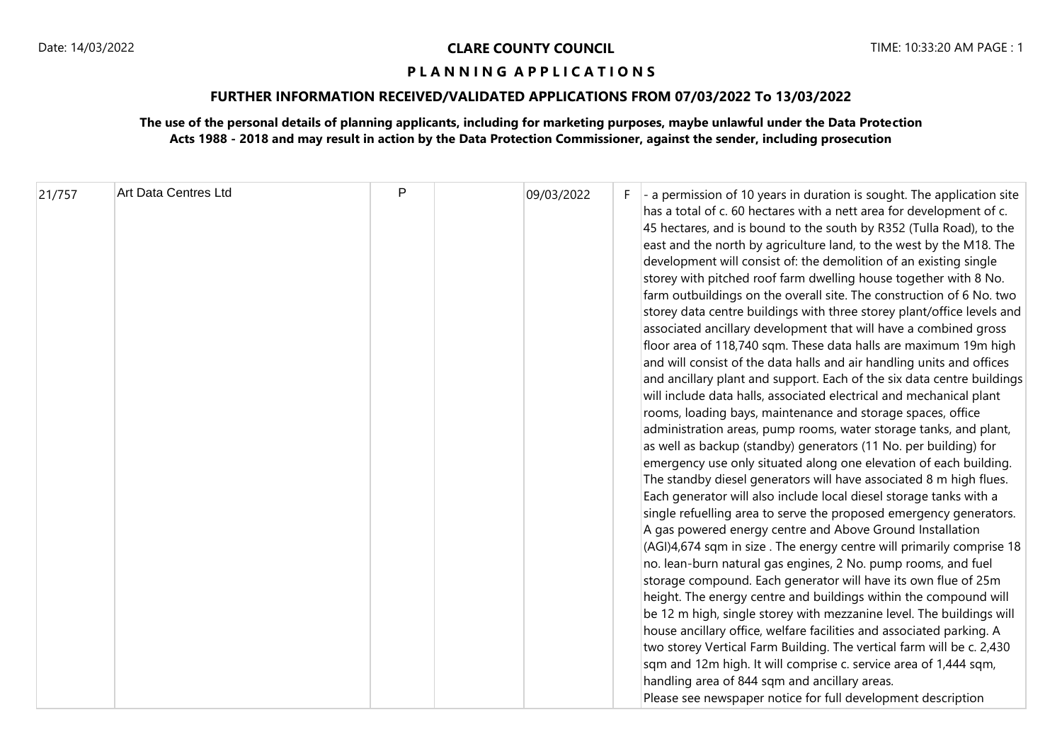**CLARE COUNTY COUNCIL**

**P L A N N I N G A P P L I C A T I O N S**

**FURTHER INFORMATION RECEIVED/VALIDATED APPLICATIONS FROM 07/03/2022 To 13/03/2022**

**The use of the personal details of planning applicants, including for marketing purposes, maybe unlawful under the Data Protection Acts 1988 - 2018 and may result in action by the Data Protection Commissioner, against the sender, including prosecution**

| | | | | | | |
|---|---|---|---|---|---|---|
| 21/757 | Art Data Centres Ltd | P | | 09/03/2022 | F | - a permission of 10 years in duration is sought. The application site has a total of c. 60 hectares with a nett area for development of c. 45 hectares, and is bound to the south by R352 (Tulla Road), to the east and the north by agriculture land, to the west by the M18. The development will consist of: the demolition of an existing single storey with pitched roof farm dwelling house together with 8 No. farm outbuildings on the overall site. The construction of 6 No. two storey data centre buildings with three storey plant/office levels and associated ancillary development that will have a combined gross floor area of 118,740 sqm. These data halls are maximum 19m high and will consist of the data halls and air handling units and offices and ancillary plant and support. Each of the six data centre buildings will include data halls, associated electrical and mechanical plant rooms, loading bays, maintenance and storage spaces, office administration areas, pump rooms, water storage tanks, and plant, as well as backup (standby) generators (11 No. per building) for emergency use only situated along one elevation of each building. The standby diesel generators will have associated 8 m high flues. Each generator will also include local diesel storage tanks with a single refuelling area to serve the proposed emergency generators. A gas powered energy centre and Above Ground Installation (AGI)4,674 sqm in size . The energy centre will primarily comprise 18 no. lean-burn natural gas engines, 2 No. pump rooms, and fuel storage compound. Each generator will have its own flue of 25m height. The energy centre and buildings within the compound will be 12 m high, single storey with mezzanine level. The buildings will house ancillary office, welfare facilities and associated parking. A two storey Vertical Farm Building. The vertical farm will be c. 2,430 sqm and 12m high. It will comprise c. service area of 1,444 sqm, handling area of 844 sqm and ancillary areas. Please see newspaper notice for full development description |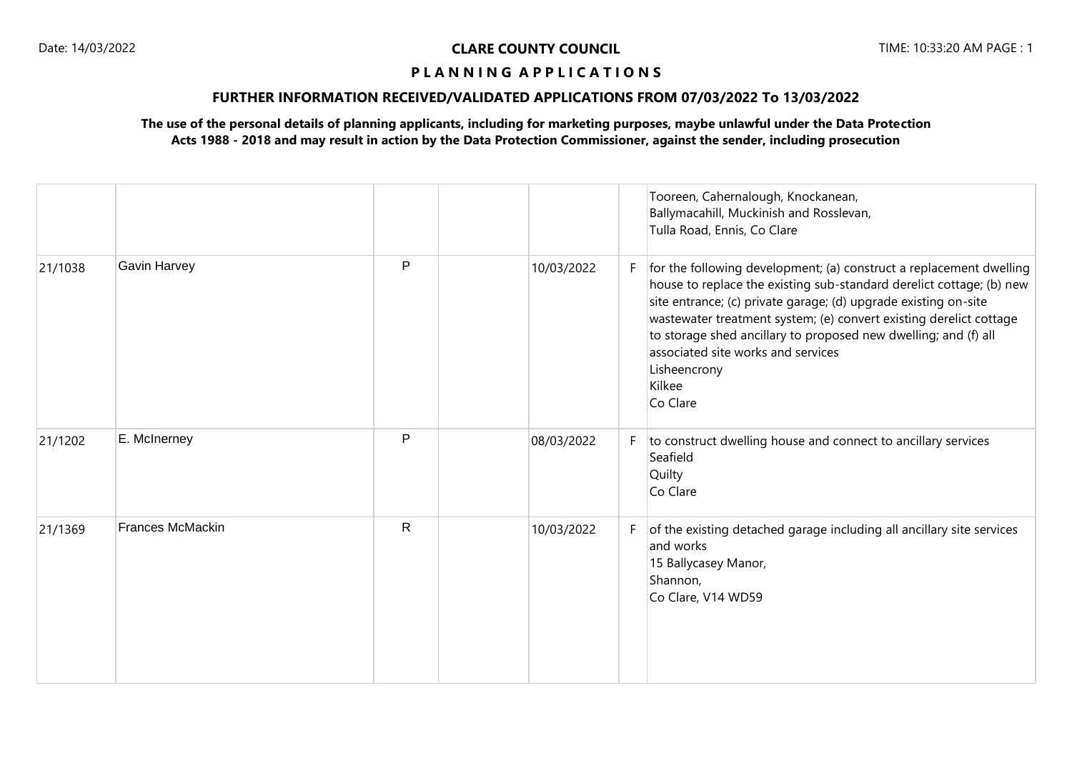|  |  |  |  |  |  |  |
|---|---|---|---|---|---|---|
|  |  |  |  |  |  | Tooreen, Cahernalough, Knockanean, Ballymacahill, Muckinish and Rosslevan, Tulla Road, Ennis, Co Clare |
| 21/1038 | Gavin Harvey | P |  | 10/03/2022 | F | for the following development; (a) construct a replacement dwelling house to replace the existing sub-standard derelict cottage; (b) new site entrance; (c) private garage; (d) upgrade existing on-site wastewater treatment system; (e) convert existing derelict cottage to storage shed ancillary to proposed new dwelling; and (f) all associated site works and services Lisheencrony Kilkee Co Clare |
| 21/1202 | E. McInerney | P |  | 08/03/2022 | F | to construct dwelling house and connect to ancillary services Seafield Quilty Co Clare |
| 21/1369 | Frances McMackin | R |  | 10/03/2022 | F | of the existing detached garage including all ancillary site services and works 15 Ballycasey Manor, Shannon, Co Clare, V14 WD59 |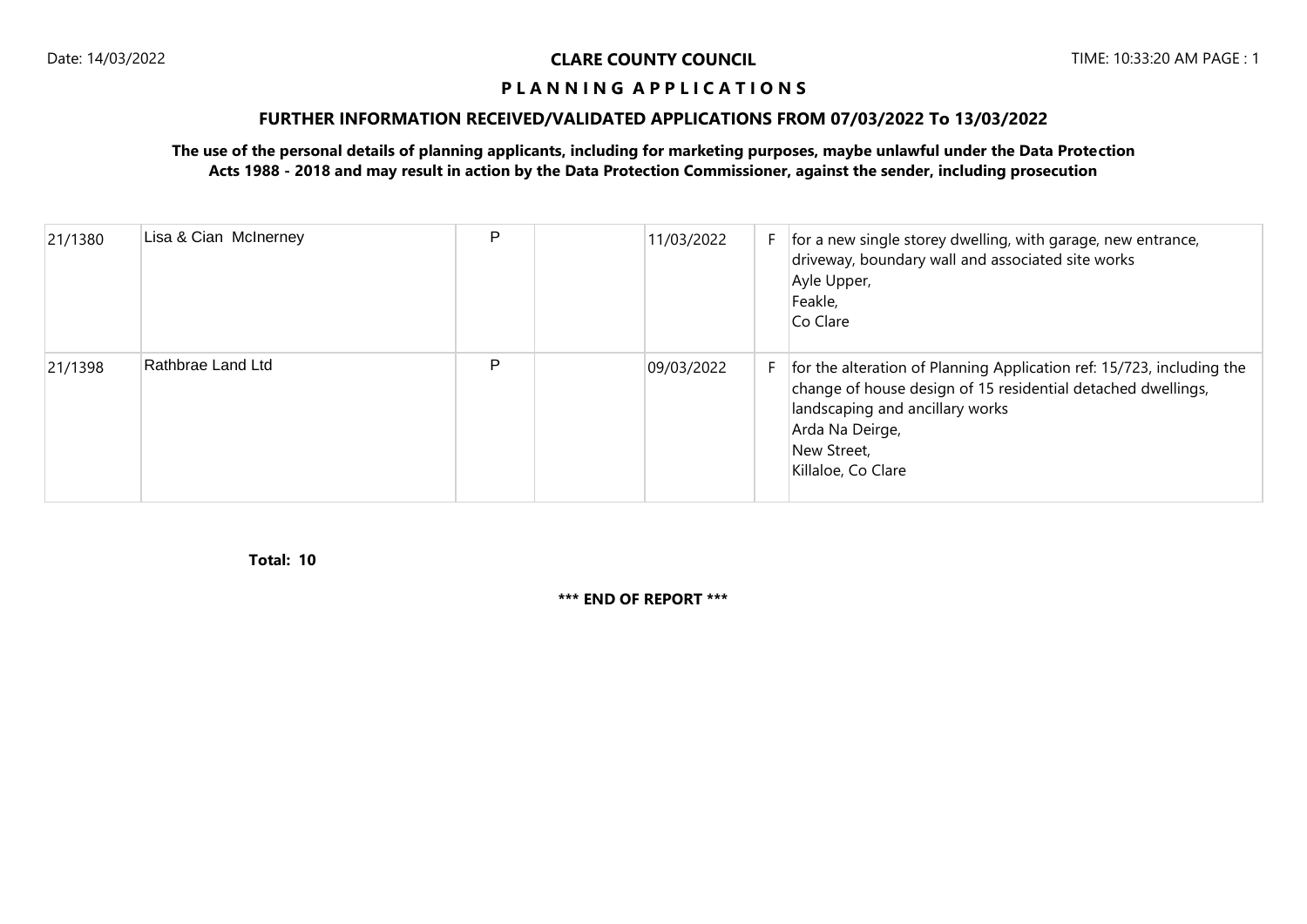**CLARE COUNTY COUNCIL**

**PLANNING APPLICATIONS**

**FURTHER INFORMATION RECEIVED/VALIDATED APPLICATIONS FROM 07/03/2022 To 13/03/2022**

**The use of the personal details of planning applicants, including for marketing purposes, maybe unlawful under the Data Protection Acts 1988 - 2018 and may result in action by the Data Protection Commissioner, against the sender, including prosecution**

| | | | | | | |
|---|---|---|---|---|---|---|
| 21/1380 | Lisa & Cian McInerney | P | | 11/03/2022 | F | for a new single storey dwelling, with garage, new entrance, driveway, boundary wall and associated site works<br>Ayle Upper,<br>Feakle,<br>Co Clare |
| 21/1398 | Rathbrae Land Ltd | P | | 09/03/2022 | F | for the alteration of Planning Application ref: 15/723, including the change of house design of 15 residential detached dwellings, landscaping and ancillary works<br>Arda Na Deirge,<br>New Street,<br>Killaloe, Co Clare |

**Total: 10**

**\*\*\* END OF REPORT \*\*\***